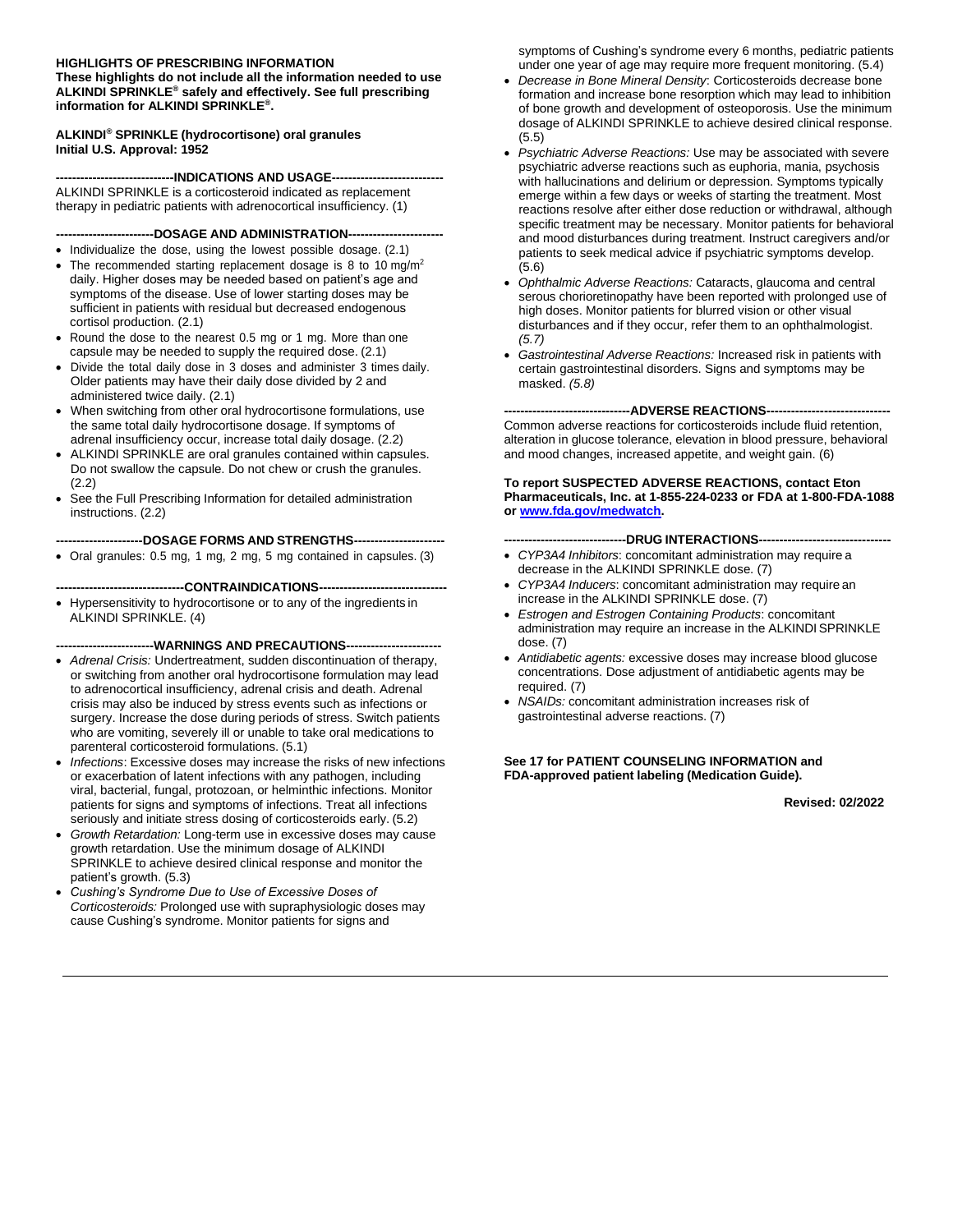**HIGHLIGHTS OF PRESCRIBING INFORMATION**
**These highlights do not include all the information needed to use ALKINDI SPRINKLE® safely and effectively. See full prescribing information for ALKINDI SPRINKLE®.**

**ALKINDI® SPRINKLE (hydrocortisone) oral granules**
**Initial U.S. Approval: 1952**

## ----------------------------INDICATIONS AND USAGE---------------------------

ALKINDI SPRINKLE is a corticosteroid indicated as replacement therapy in pediatric patients with adrenocortical insufficiency. (1)

## -----------------------DOSAGE AND ADMINISTRATION-----------------------

- Individualize the dose, using the lowest possible dosage. (2.1)
- The recommended starting replacement dosage is 8 to 10 mg/$m^2$ daily. Higher doses may be needed based on patient's age and symptoms of the disease. Use of lower starting doses may be sufficient in patients with residual but decreased endogenous cortisol production. (2.1)
- Round the dose to the nearest 0.5 mg or 1 mg. More than one capsule may be needed to supply the required dose. (2.1)
- Divide the total daily dose in 3 doses and administer 3 times daily. Older patients may have their daily dose divided by 2 and administered twice daily. (2.1)
- When switching from other oral hydrocortisone formulations, use the same total daily hydrocortisone dosage. If symptoms of adrenal insufficiency occur, increase total daily dosage. (2.2)
- ALKINDI SPRINKLE are oral granules contained within capsules. Do not swallow the capsule. Do not chew or crush the granules. (2.2)
- See the Full Prescribing Information for detailed administration instructions. (2.2)

## ---------------------DOSAGE FORMS AND STRENGTHS----------------------

- Oral granules: 0.5 mg, 1 mg, 2 mg, 5 mg contained in capsules. (3)

## -------------------------------CONTRAINDICATIONS-------------------------------

- Hypersensitivity to hydrocortisone or to any of the ingredients in ALKINDI SPRINKLE. (4)

## -----------------------WARNINGS AND PRECAUTIONS-----------------------

- *Adrenal Crisis:* Undertreatment, sudden discontinuation of therapy, or switching from another oral hydrocortisone formulation may lead to adrenocortical insufficiency, adrenal crisis and death. Adrenal crisis may also be induced by stress events such as infections or surgery. Increase the dose during periods of stress. Switch patients who are vomiting, severely ill or unable to take oral medications to parenteral corticosteroid formulations. (5.1)
- *Infections*: Excessive doses may increase the risks of new infections or exacerbation of latent infections with any pathogen, including viral, bacterial, fungal, protozoan, or helminthic infections. Monitor patients for signs and symptoms of infections. Treat all infections seriously and initiate stress dosing of corticosteroids early. (5.2)
- *Growth Retardation:* Long-term use in excessive doses may cause growth retardation. Use the minimum dosage of ALKINDI SPRINKLE to achieve desired clinical response and monitor the patient's growth. (5.3)
- *Cushing's Syndrome Due to Use of Excessive Doses of Corticosteroids:* Prolonged use with supraphysiologic doses may cause Cushing's syndrome. Monitor patients for signs and symptoms of Cushing's syndrome every 6 months, pediatric patients under one year of age may require more frequent monitoring. (5.4)
- *Decrease in Bone Mineral Density*: Corticosteroids decrease bone formation and increase bone resorption which may lead to inhibition of bone growth and development of osteoporosis. Use the minimum dosage of ALKINDI SPRINKLE to achieve desired clinical response. (5.5)
- *Psychiatric Adverse Reactions:* Use may be associated with severe psychiatric adverse reactions such as euphoria, mania, psychosis with hallucinations and delirium or depression. Symptoms typically emerge within a few days or weeks of starting the treatment. Most reactions resolve after either dose reduction or withdrawal, although specific treatment may be necessary. Monitor patients for behavioral and mood disturbances during treatment. Instruct caregivers and/or patients to seek medical advice if psychiatric symptoms develop. (5.6)
- *Ophthalmic Adverse Reactions:* Cataracts, glaucoma and central serous chorioretinopathy have been reported with prolonged use of high doses. Monitor patients for blurred vision or other visual disturbances and if they occur, refer them to an ophthalmologist. *(5.7)*
- *Gastrointestinal Adverse Reactions:* Increased risk in patients with certain gastrointestinal disorders. Signs and symptoms may be masked. *(5.8)*

## -------------------------------ADVERSE REACTIONS------------------------------

Common adverse reactions for corticosteroids include fluid retention, alteration in glucose tolerance, elevation in blood pressure, behavioral and mood changes, increased appetite, and weight gain. (6)

**To report SUSPECTED ADVERSE REACTIONS, contact Eton Pharmaceuticals, Inc. at 1-855-224-0233 or FDA at 1-800-FDA-1088 or [www.fda.gov/medwatch](http://www.fda.gov/medwatch).**

## ------------------------------DRUG INTERACTIONS--------------------------------

- *CYP3A4 Inhibitors*: concomitant administration may require a decrease in the ALKINDI SPRINKLE dose. (7)
- *CYP3A4 Inducers*: concomitant administration may require an increase in the ALKINDI SPRINKLE dose. (7)
- *Estrogen and Estrogen Containing Products*: concomitant administration may require an increase in the ALKINDI SPRINKLE dose. (7)
- *Antidiabetic agents:* excessive doses may increase blood glucose concentrations. Dose adjustment of antidiabetic agents may be required. (7)
- *NSAIDs:* concomitant administration increases risk of gastrointestinal adverse reactions. (7)

**See 17 for PATIENT COUNSELING INFORMATION and FDA-approved patient labeling (Medication Guide).**

**Revised: 02/2022**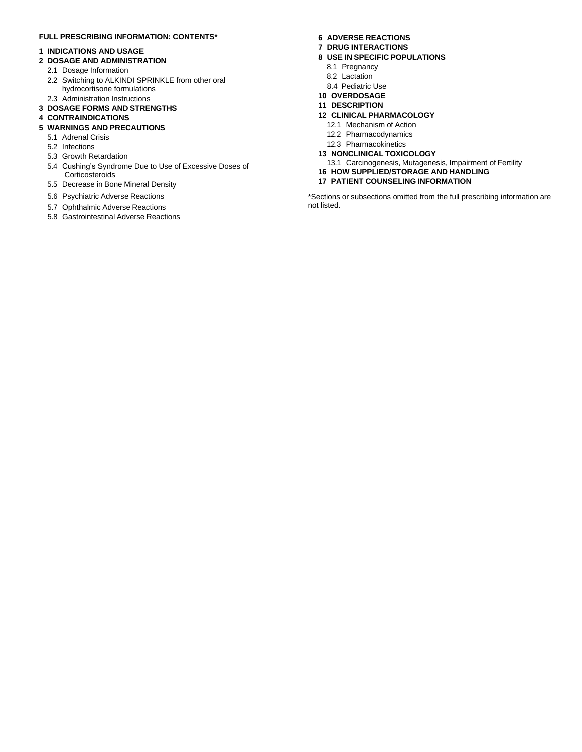**FULL PRESCRIBING INFORMATION: CONTENTS***

**1 INDICATIONS AND USAGE**

**2 DOSAGE AND ADMINISTRATION**

- 2.1 Dosage Information
- 2.2 Switching to ALKINDI SPRINKLE from other oral hydrocortisone formulations
- 2.3 Administration Instructions

**3 DOSAGE FORMS AND STRENGTHS**

**4 CONTRAINDICATIONS**

**5 WARNINGS AND PRECAUTIONS**

- 5.1 Adrenal Crisis
- 5.2 Infections
- 5.3 Growth Retardation
- 5.4 Cushing's Syndrome Due to Use of Excessive Doses of Corticosteroids
- 5.5 Decrease in Bone Mineral Density
- 5.6 Psychiatric Adverse Reactions
- 5.7 Ophthalmic Adverse Reactions
- 5.8 Gastrointestinal Adverse Reactions

**6 ADVERSE REACTIONS**

**7 DRUG INTERACTIONS**

**8 USE IN SPECIFIC POPULATIONS**

- 8.1 Pregnancy
- 8.2 Lactation
- 8.4 Pediatric Use

**10 OVERDOSAGE**

**11 DESCRIPTION**

**12 CLINICAL PHARMACOLOGY**

- 12.1 Mechanism of Action
- 12.2 Pharmacodynamics
- 12.3 Pharmacokinetics

**13 NONCLINICAL TOXICOLOGY**

- 13.1 Carcinogenesis, Mutagenesis, Impairment of Fertility

**16 HOW SUPPLIED/STORAGE AND HANDLING**

**17 PATIENT COUNSELING INFORMATION**

*Sections or subsections omitted from the full prescribing information are not listed.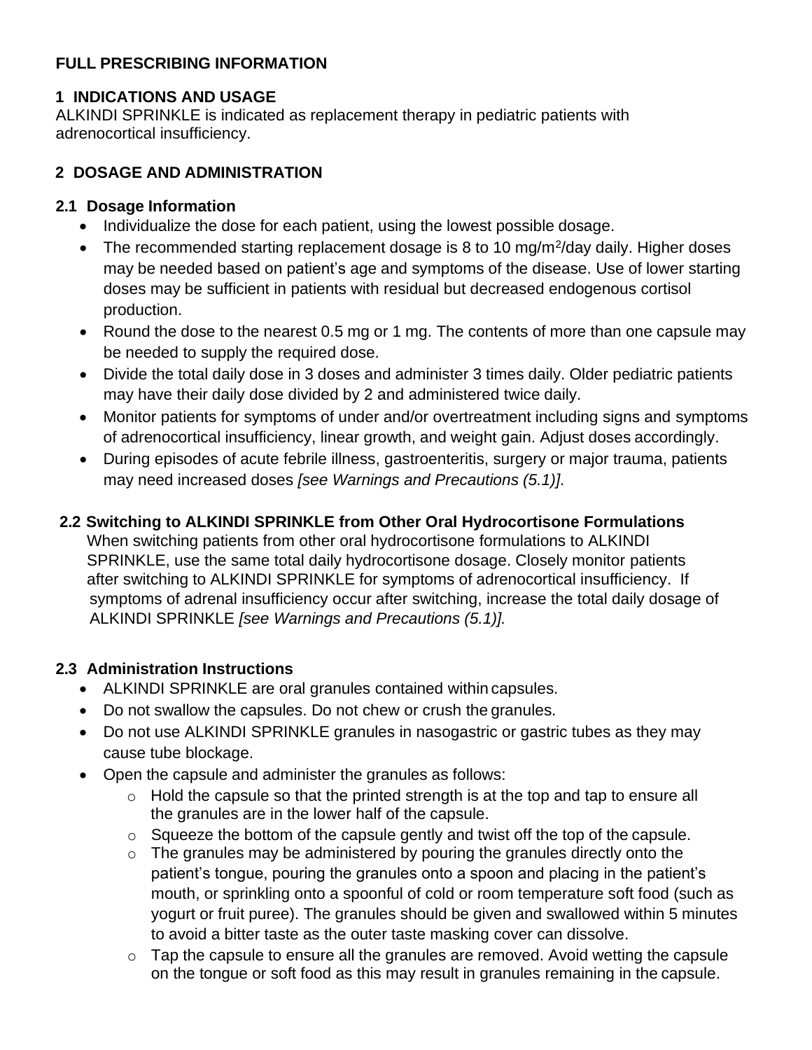**FULL PRESCRIBING INFORMATION**

## 1 INDICATIONS AND USAGE

ALKINDI SPRINKLE is indicated as replacement therapy in pediatric patients with adrenocortical insufficiency.

## 2 DOSAGE AND ADMINISTRATION

### 2.1 Dosage Information

- Individualize the dose for each patient, using the lowest possible dosage.
- The recommended starting replacement dosage is 8 to 10 $mg/m^2$/day daily. Higher doses may be needed based on patient's age and symptoms of the disease. Use of lower starting doses may be sufficient in patients with residual but decreased endogenous cortisol production.
- Round the dose to the nearest 0.5 mg or 1 mg. The contents of more than one capsule may be needed to supply the required dose.
- Divide the total daily dose in 3 doses and administer 3 times daily. Older pediatric patients may have their daily dose divided by 2 and administered twice daily.
- Monitor patients for symptoms of under and/or overtreatment including signs and symptoms of adrenocortical insufficiency, linear growth, and weight gain. Adjust doses accordingly.
- During episodes of acute febrile illness, gastroenteritis, surgery or major trauma, patients may need increased doses *[see Warnings and Precautions (5.1)]*.

### 2.2 Switching to ALKINDI SPRINKLE from Other Oral Hydrocortisone Formulations

When switching patients from other oral hydrocortisone formulations to ALKINDI SPRINKLE, use the same total daily hydrocortisone dosage. Closely monitor patients after switching to ALKINDI SPRINKLE for symptoms of adrenocortical insufficiency. If symptoms of adrenal insufficiency occur after switching, increase the total daily dosage of ALKINDI SPRINKLE *[see Warnings and Precautions (5.1)].*

### 2.3 Administration Instructions

- ALKINDI SPRINKLE are oral granules contained within capsules.
- Do not swallow the capsules. Do not chew or crush the granules.
- Do not use ALKINDI SPRINKLE granules in nasogastric or gastric tubes as they may cause tube blockage.
- Open the capsule and administer the granules as follows:
  - Hold the capsule so that the printed strength is at the top and tap to ensure all the granules are in the lower half of the capsule.
  - Squeeze the bottom of the capsule gently and twist off the top of the capsule.
  - The granules may be administered by pouring the granules directly onto the patient's tongue, pouring the granules onto a spoon and placing in the patient's mouth, or sprinkling onto a spoonful of cold or room temperature soft food (such as yogurt or fruit puree). The granules should be given and swallowed within 5 minutes to avoid a bitter taste as the outer taste masking cover can dissolve.
  - Tap the capsule to ensure all the granules are removed. Avoid wetting the capsule on the tongue or soft food as this may result in granules remaining in the capsule.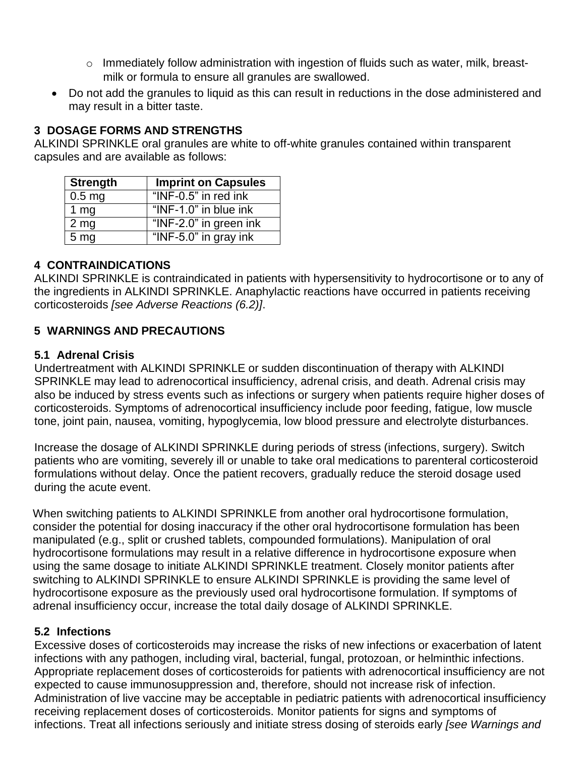- Immediately follow administration with ingestion of fluids such as water, milk, breast-milk or formula to ensure all granules are swallowed.
- Do not add the granules to liquid as this can result in reductions in the dose administered and may result in a bitter taste.

## 3 DOSAGE FORMS AND STRENGTHS

ALKINDI SPRINKLE oral granules are white to off-white granules contained within transparent capsules and are available as follows:

| Strength | Imprint on Capsules |
|---|---|
| 0.5 mg | "INF-0.5" in red ink |
| 1 mg | "INF-1.0" in blue ink |
| 2 mg | "INF-2.0" in green ink |
| 5 mg | "INF-5.0" in gray ink |

## 4 CONTRAINDICATIONS

ALKINDI SPRINKLE is contraindicated in patients with hypersensitivity to hydrocortisone or to any of the ingredients in ALKINDI SPRINKLE. Anaphylactic reactions have occurred in patients receiving corticosteroids *[see Adverse Reactions (6.2)]*.

## 5 WARNINGS AND PRECAUTIONS

### 5.1 Adrenal Crisis

Undertreatment with ALKINDI SPRINKLE or sudden discontinuation of therapy with ALKINDI SPRINKLE may lead to adrenocortical insufficiency, adrenal crisis, and death. Adrenal crisis may also be induced by stress events such as infections or surgery when patients require higher doses of corticosteroids. Symptoms of adrenocortical insufficiency include poor feeding, fatigue, low muscle tone, joint pain, nausea, vomiting, hypoglycemia, low blood pressure and electrolyte disturbances.

Increase the dosage of ALKINDI SPRINKLE during periods of stress (infections, surgery). Switch patients who are vomiting, severely ill or unable to take oral medications to parenteral corticosteroid formulations without delay. Once the patient recovers, gradually reduce the steroid dosage used during the acute event.

When switching patients to ALKINDI SPRINKLE from another oral hydrocortisone formulation, consider the potential for dosing inaccuracy if the other oral hydrocortisone formulation has been manipulated (e.g., split or crushed tablets, compounded formulations). Manipulation of oral hydrocortisone formulations may result in a relative difference in hydrocortisone exposure when using the same dosage to initiate ALKINDI SPRINKLE treatment. Closely monitor patients after switching to ALKINDI SPRINKLE to ensure ALKINDI SPRINKLE is providing the same level of hydrocortisone exposure as the previously used oral hydrocortisone formulation. If symptoms of adrenal insufficiency occur, increase the total daily dosage of ALKINDI SPRINKLE.

### 5.2 Infections

Excessive doses of corticosteroids may increase the risks of new infections or exacerbation of latent infections with any pathogen, including viral, bacterial, fungal, protozoan, or helminthic infections. Appropriate replacement doses of corticosteroids for patients with adrenocortical insufficiency are not expected to cause immunosuppression and, therefore, should not increase risk of infection. Administration of live vaccine may be acceptable in pediatric patients with adrenocortical insufficiency receiving replacement doses of corticosteroids. Monitor patients for signs and symptoms of infections. Treat all infections seriously and initiate stress dosing of steroids early *[see Warnings and*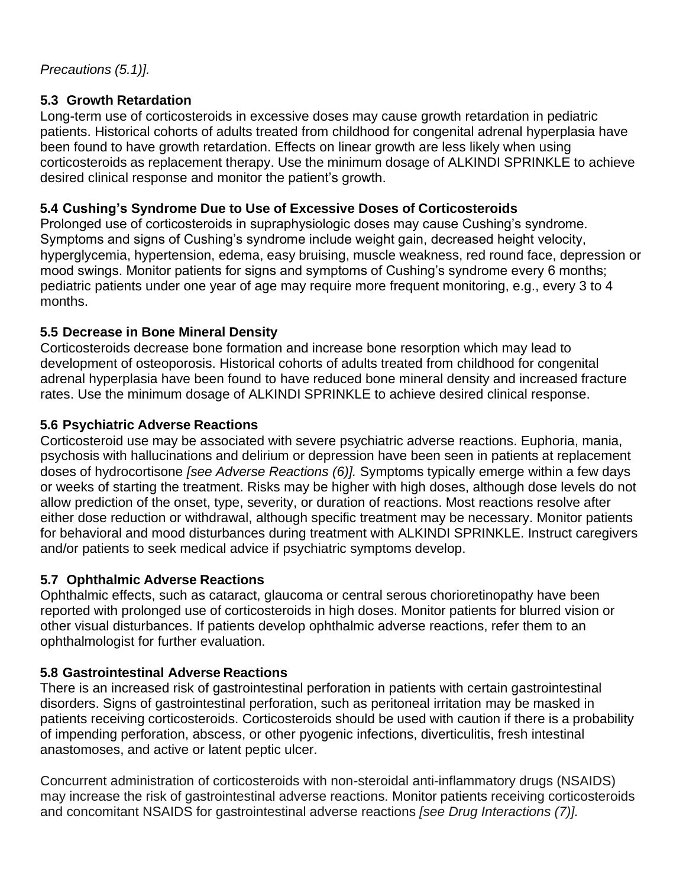*Precautions (5.1)].*

### 5.3 Growth Retardation

Long-term use of corticosteroids in excessive doses may cause growth retardation in pediatric patients. Historical cohorts of adults treated from childhood for congenital adrenal hyperplasia have been found to have growth retardation. Effects on linear growth are less likely when using corticosteroids as replacement therapy. Use the minimum dosage of ALKINDI SPRINKLE to achieve desired clinical response and monitor the patient's growth.

### 5.4 Cushing's Syndrome Due to Use of Excessive Doses of Corticosteroids

Prolonged use of corticosteroids in supraphysiologic doses may cause Cushing's syndrome. Symptoms and signs of Cushing's syndrome include weight gain, decreased height velocity, hyperglycemia, hypertension, edema, easy bruising, muscle weakness, red round face, depression or mood swings. Monitor patients for signs and symptoms of Cushing's syndrome every 6 months; pediatric patients under one year of age may require more frequent monitoring, e.g., every 3 to 4 months.

### 5.5 Decrease in Bone Mineral Density

Corticosteroids decrease bone formation and increase bone resorption which may lead to development of osteoporosis. Historical cohorts of adults treated from childhood for congenital adrenal hyperplasia have been found to have reduced bone mineral density and increased fracture rates. Use the minimum dosage of ALKINDI SPRINKLE to achieve desired clinical response.

### 5.6 Psychiatric Adverse Reactions

Corticosteroid use may be associated with severe psychiatric adverse reactions. Euphoria, mania, psychosis with hallucinations and delirium or depression have been seen in patients at replacement doses of hydrocortisone *[see Adverse Reactions (6)].* Symptoms typically emerge within a few days or weeks of starting the treatment. Risks may be higher with high doses, although dose levels do not allow prediction of the onset, type, severity, or duration of reactions. Most reactions resolve after either dose reduction or withdrawal, although specific treatment may be necessary. Monitor patients for behavioral and mood disturbances during treatment with ALKINDI SPRINKLE. Instruct caregivers and/or patients to seek medical advice if psychiatric symptoms develop.

### 5.7 Ophthalmic Adverse Reactions

Ophthalmic effects, such as cataract, glaucoma or central serous chorioretinopathy have been reported with prolonged use of corticosteroids in high doses. Monitor patients for blurred vision or other visual disturbances. If patients develop ophthalmic adverse reactions, refer them to an ophthalmologist for further evaluation.

### 5.8 Gastrointestinal Adverse Reactions

There is an increased risk of gastrointestinal perforation in patients with certain gastrointestinal disorders. Signs of gastrointestinal perforation, such as peritoneal irritation may be masked in patients receiving corticosteroids. Corticosteroids should be used with caution if there is a probability of impending perforation, abscess, or other pyogenic infections, diverticulitis, fresh intestinal anastomoses, and active or latent peptic ulcer.

Concurrent administration of corticosteroids with non-steroidal anti-inflammatory drugs (NSAIDS) may increase the risk of gastrointestinal adverse reactions. Monitor patients receiving corticosteroids and concomitant NSAIDS for gastrointestinal adverse reactions *[see Drug Interactions (7)].*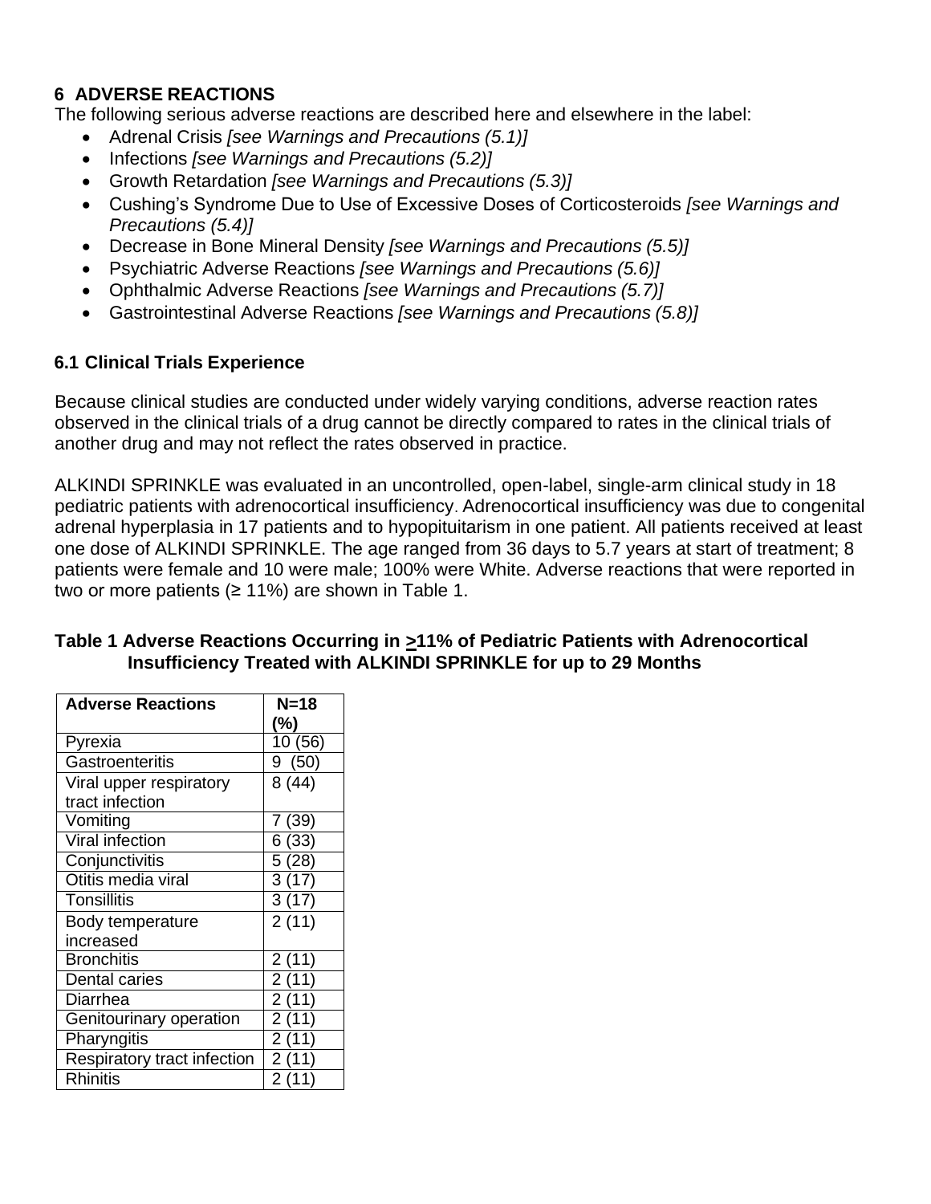## 6 ADVERSE REACTIONS

The following serious adverse reactions are described here and elsewhere in the label:

- Adrenal Crisis *[see Warnings and Precautions (5.1)]*
- Infections *[see Warnings and Precautions (5.2)]*
- Growth Retardation *[see Warnings and Precautions (5.3)]*
- Cushing's Syndrome Due to Use of Excessive Doses of Corticosteroids *[see Warnings and Precautions (5.4)]*
- Decrease in Bone Mineral Density *[see Warnings and Precautions (5.5)]*
- Psychiatric Adverse Reactions *[see Warnings and Precautions (5.6)]*
- Ophthalmic Adverse Reactions *[see Warnings and Precautions (5.7)]*
- Gastrointestinal Adverse Reactions *[see Warnings and Precautions (5.8)]*

### 6.1 Clinical Trials Experience

Because clinical studies are conducted under widely varying conditions, adverse reaction rates observed in the clinical trials of a drug cannot be directly compared to rates in the clinical trials of another drug and may not reflect the rates observed in practice.

ALKINDI SPRINKLE was evaluated in an uncontrolled, open-label, single-arm clinical study in 18 pediatric patients with adrenocortical insufficiency. Adrenocortical insufficiency was due to congenital adrenal hyperplasia in 17 patients and to hypopituitarism in one patient. All patients received at least one dose of ALKINDI SPRINKLE. The age ranged from 36 days to 5.7 years at start of treatment; 8 patients were female and 10 were male; 100% were White. Adverse reactions that were reported in two or more patients (≥ 11%) are shown in Table 1.

**Table 1 Adverse Reactions Occurring in ≥11% of Pediatric Patients with Adrenocortical Insufficiency Treated with ALKINDI SPRINKLE for up to 29 Months**

| Adverse Reactions | N=18 (%) |
|---|---|
| Pyrexia | 10 (56) |
| Gastroenteritis | 9 (50) |
| Viral upper respiratory tract infection | 8 (44) |
| Vomiting | 7 (39) |
| Viral infection | 6 (33) |
| Conjunctivitis | 5 (28) |
| Otitis media viral | 3 (17) |
| Tonsillitis | 3 (17) |
| Body temperature increased | 2 (11) |
| Bronchitis | 2 (11) |
| Dental caries | 2 (11) |
| Diarrhea | 2 (11) |
| Genitourinary operation | 2 (11) |
| Pharyngitis | 2 (11) |
| Respiratory tract infection | 2 (11) |
| Rhinitis | 2 (11) |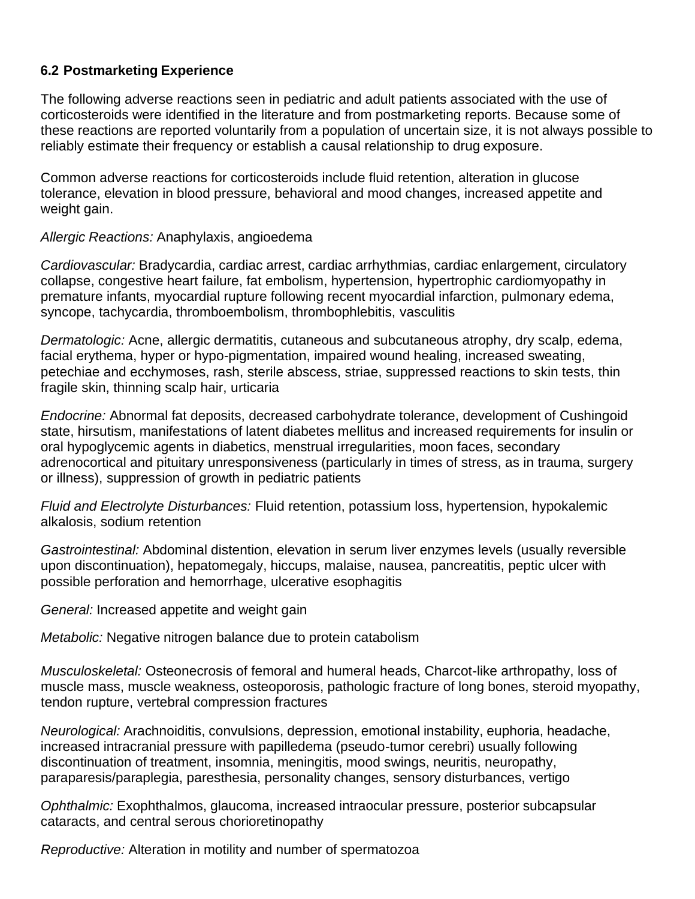### 6.2 Postmarketing Experience

The following adverse reactions seen in pediatric and adult patients associated with the use of corticosteroids were identified in the literature and from postmarketing reports. Because some of these reactions are reported voluntarily from a population of uncertain size, it is not always possible to reliably estimate their frequency or establish a causal relationship to drug exposure.

Common adverse reactions for corticosteroids include fluid retention, alteration in glucose tolerance, elevation in blood pressure, behavioral and mood changes, increased appetite and weight gain.

*Allergic Reactions:* Anaphylaxis, angioedema

*Cardiovascular:* Bradycardia, cardiac arrest, cardiac arrhythmias, cardiac enlargement, circulatory collapse, congestive heart failure, fat embolism, hypertension, hypertrophic cardiomyopathy in premature infants, myocardial rupture following recent myocardial infarction, pulmonary edema, syncope, tachycardia, thromboembolism, thrombophlebitis, vasculitis

*Dermatologic:* Acne, allergic dermatitis, cutaneous and subcutaneous atrophy, dry scalp, edema, facial erythema, hyper or hypo-pigmentation, impaired wound healing, increased sweating, petechiae and ecchymoses, rash, sterile abscess, striae, suppressed reactions to skin tests, thin fragile skin, thinning scalp hair, urticaria

*Endocrine:* Abnormal fat deposits, decreased carbohydrate tolerance, development of Cushingoid state, hirsutism, manifestations of latent diabetes mellitus and increased requirements for insulin or oral hypoglycemic agents in diabetics, menstrual irregularities, moon faces, secondary adrenocortical and pituitary unresponsiveness (particularly in times of stress, as in trauma, surgery or illness), suppression of growth in pediatric patients

*Fluid and Electrolyte Disturbances:* Fluid retention, potassium loss, hypertension, hypokalemic alkalosis, sodium retention

*Gastrointestinal:* Abdominal distention, elevation in serum liver enzymes levels (usually reversible upon discontinuation), hepatomegaly, hiccups, malaise, nausea, pancreatitis, peptic ulcer with possible perforation and hemorrhage, ulcerative esophagitis

*General:* Increased appetite and weight gain

*Metabolic:* Negative nitrogen balance due to protein catabolism

*Musculoskeletal:* Osteonecrosis of femoral and humeral heads, Charcot-like arthropathy, loss of muscle mass, muscle weakness, osteoporosis, pathologic fracture of long bones, steroid myopathy, tendon rupture, vertebral compression fractures

*Neurological:* Arachnoiditis, convulsions, depression, emotional instability, euphoria, headache, increased intracranial pressure with papilledema (pseudo-tumor cerebri) usually following discontinuation of treatment, insomnia, meningitis, mood swings, neuritis, neuropathy, paraparesis/paraplegia, paresthesia, personality changes, sensory disturbances, vertigo

*Ophthalmic:* Exophthalmos, glaucoma, increased intraocular pressure, posterior subcapsular cataracts, and central serous chorioretinopathy

*Reproductive:* Alteration in motility and number of spermatozoa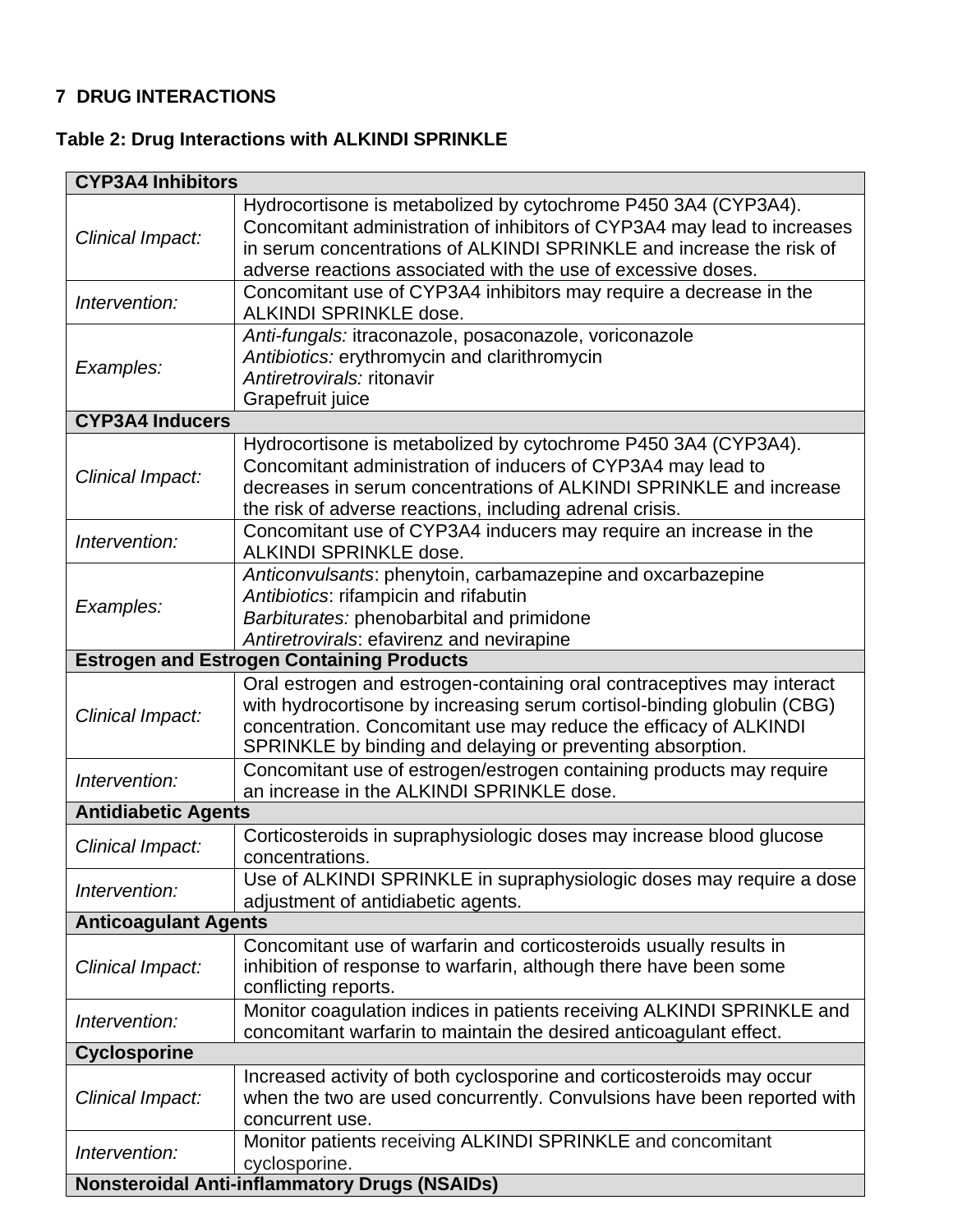## 7 DRUG INTERACTIONS

**Table 2: Drug Interactions with ALKINDI SPRINKLE**

| **CYP3A4 Inhibitors** | |
|---|---|
| *Clinical Impact:* | Hydrocortisone is metabolized by cytochrome P450 3A4 (CYP3A4). Concomitant administration of inhibitors of CYP3A4 may lead to increases in serum concentrations of ALKINDI SPRINKLE and increase the risk of adverse reactions associated with the use of excessive doses. |
| *Intervention:* | Concomitant use of CYP3A4 inhibitors may require a decrease in the ALKINDI SPRINKLE dose. |
| *Examples:* | *Anti-fungals:* itraconazole, posaconazole, voriconazole<br>*Antibiotics:* erythromycin and clarithromycin<br>*Antiretrovirals:* ritonavir<br>Grapefruit juice |
| **CYP3A4 Inducers** | |
| *Clinical Impact:* | Hydrocortisone is metabolized by cytochrome P450 3A4 (CYP3A4). Concomitant administration of inducers of CYP3A4 may lead to decreases in serum concentrations of ALKINDI SPRINKLE and increase the risk of adverse reactions, including adrenal crisis. |
| *Intervention:* | Concomitant use of CYP3A4 inducers may require an increase in the ALKINDI SPRINKLE dose. |
| *Examples:* | *Anticonvulsants*: phenytoin, carbamazepine and oxcarbazepine<br>*Antibiotics*: rifampicin and rifabutin<br>*Barbiturates:* phenobarbital and primidone<br>*Antiretrovirals*: efavirenz and nevirapine |
| **Estrogen and Estrogen Containing Products** | |
| *Clinical Impact:* | Oral estrogen and estrogen-containing oral contraceptives may interact with hydrocortisone by increasing serum cortisol-binding globulin (CBG) concentration. Concomitant use may reduce the efficacy of ALKINDI SPRINKLE by binding and delaying or preventing absorption. |
| *Intervention:* | Concomitant use of estrogen/estrogen containing products may require an increase in the ALKINDI SPRINKLE dose. |
| **Antidiabetic Agents** | |
| *Clinical Impact:* | Corticosteroids in supraphysiologic doses may increase blood glucose concentrations. |
| *Intervention:* | Use of ALKINDI SPRINKLE in supraphysiologic doses may require a dose adjustment of antidiabetic agents. |
| **Anticoagulant Agents** | |
| *Clinical Impact:* | Concomitant use of warfarin and corticosteroids usually results in inhibition of response to warfarin, although there have been some conflicting reports. |
| *Intervention:* | Monitor coagulation indices in patients receiving ALKINDI SPRINKLE and concomitant warfarin to maintain the desired anticoagulant effect. |
| **Cyclosporine** | |
| *Clinical Impact:* | Increased activity of both cyclosporine and corticosteroids may occur when the two are used concurrently. Convulsions have been reported with concurrent use. |
| *Intervention:* | Monitor patients receiving ALKINDI SPRINKLE and concomitant cyclosporine. |
| **Nonsteroidal Anti-inflammatory Drugs (NSAIDs)** | |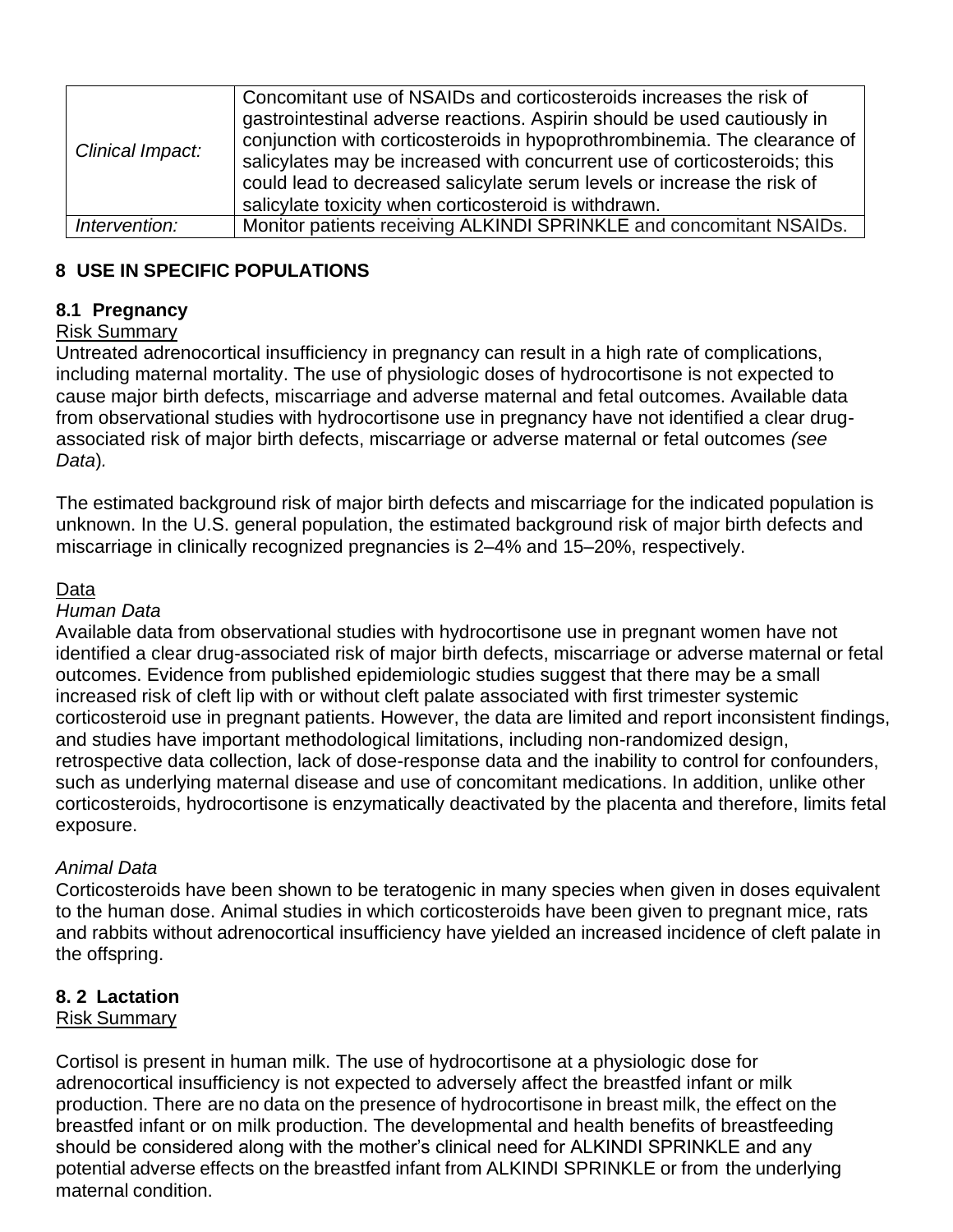| | |
|---|---|
| *Clinical Impact:* | Concomitant use of NSAIDs and corticosteroids increases the risk of gastrointestinal adverse reactions. Aspirin should be used cautiously in conjunction with corticosteroids in hypoprothrombinemia. The clearance of salicylates may be increased with concurrent use of corticosteroids; this could lead to decreased salicylate serum levels or increase the risk of salicylate toxicity when corticosteroid is withdrawn. |
| *Intervention:* | Monitor patients receiving ALKINDI SPRINKLE and concomitant NSAIDs. |

## 8 USE IN SPECIFIC POPULATIONS

### 8.1 Pregnancy

Risk Summary

Untreated adrenocortical insufficiency in pregnancy can result in a high rate of complications, including maternal mortality. The use of physiologic doses of hydrocortisone is not expected to cause major birth defects, miscarriage and adverse maternal and fetal outcomes. Available data from observational studies with hydrocortisone use in pregnancy have not identified a clear drug-associated risk of major birth defects, miscarriage or adverse maternal or fetal outcomes *(see Data)*.

The estimated background risk of major birth defects and miscarriage for the indicated population is unknown. In the U.S. general population, the estimated background risk of major birth defects and miscarriage in clinically recognized pregnancies is 2–4% and 15–20%, respectively.

Data

*Human Data*

Available data from observational studies with hydrocortisone use in pregnant women have not identified a clear drug-associated risk of major birth defects, miscarriage or adverse maternal or fetal outcomes. Evidence from published epidemiologic studies suggest that there may be a small increased risk of cleft lip with or without cleft palate associated with first trimester systemic corticosteroid use in pregnant patients. However, the data are limited and report inconsistent findings, and studies have important methodological limitations, including non-randomized design, retrospective data collection, lack of dose-response data and the inability to control for confounders, such as underlying maternal disease and use of concomitant medications. In addition, unlike other corticosteroids, hydrocortisone is enzymatically deactivated by the placenta and therefore, limits fetal exposure.

*Animal Data*

Corticosteroids have been shown to be teratogenic in many species when given in doses equivalent to the human dose. Animal studies in which corticosteroids have been given to pregnant mice, rats and rabbits without adrenocortical insufficiency have yielded an increased incidence of cleft palate in the offspring.

### 8. 2 Lactation

Risk Summary

Cortisol is present in human milk. The use of hydrocortisone at a physiologic dose for adrenocortical insufficiency is not expected to adversely affect the breastfed infant or milk production. There are no data on the presence of hydrocortisone in breast milk, the effect on the breastfed infant or on milk production. The developmental and health benefits of breastfeeding should be considered along with the mother's clinical need for ALKINDI SPRINKLE and any potential adverse effects on the breastfed infant from ALKINDI SPRINKLE or from the underlying maternal condition.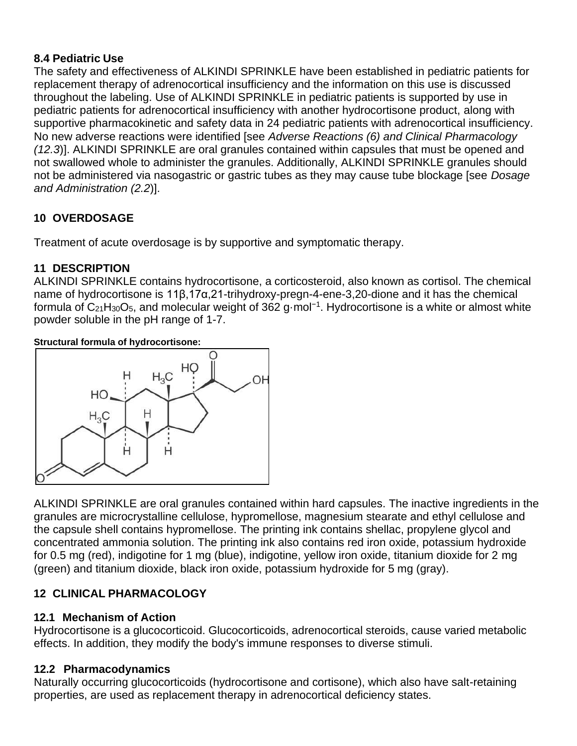### 8.4 Pediatric Use

The safety and effectiveness of ALKINDI SPRINKLE have been established in pediatric patients for replacement therapy of adrenocortical insufficiency and the information on this use is discussed throughout the labeling. Use of ALKINDI SPRINKLE in pediatric patients is supported by use in pediatric patients for adrenocortical insufficiency with another hydrocortisone product, along with supportive pharmacokinetic and safety data in 24 pediatric patients with adrenocortical insufficiency. No new adverse reactions were identified [see *Adverse Reactions (6) and Clinical Pharmacology (12.3)*]. ALKINDI SPRINKLE are oral granules contained within capsules that must be opened and not swallowed whole to administer the granules. Additionally, ALKINDI SPRINKLE granules should not be administered via nasogastric or gastric tubes as they may cause tube blockage [see *Dosage and Administration (2.2)*].

## 10 OVERDOSAGE

Treatment of acute overdosage is by supportive and symptomatic therapy.

## 11 DESCRIPTION

ALKINDI SPRINKLE contains hydrocortisone, a corticosteroid, also known as cortisol. The chemical name of hydrocortisone is 11β,17α,21-trihydroxy-pregn-4-ene-3,20-dione and it has the chemical formula of $C_{21}H_{30}O_5$, and molecular weight of 362 $g \cdot mol^{-1}$. Hydrocortisone is a white or almost white powder soluble in the pH range of 1-7.

**Structural formula of hydrocortisone:**

ALKINDI SPRINKLE are oral granules contained within hard capsules. The inactive ingredients in the granules are microcrystalline cellulose, hypromellose, magnesium stearate and ethyl cellulose and the capsule shell contains hypromellose. The printing ink contains shellac, propylene glycol and concentrated ammonia solution. The printing ink also contains red iron oxide, potassium hydroxide for 0.5 mg (red), indigotine for 1 mg (blue), indigotine, yellow iron oxide, titanium dioxide for 2 mg (green) and titanium dioxide, black iron oxide, potassium hydroxide for 5 mg (gray).

## 12 CLINICAL PHARMACOLOGY

### 12.1 Mechanism of Action

Hydrocortisone is a glucocorticoid. Glucocorticoids, adrenocortical steroids, cause varied metabolic effects. In addition, they modify the body's immune responses to diverse stimuli.

### 12.2 Pharmacodynamics

Naturally occurring glucocorticoids (hydrocortisone and cortisone), which also have salt-retaining properties, are used as replacement therapy in adrenocortical deficiency states.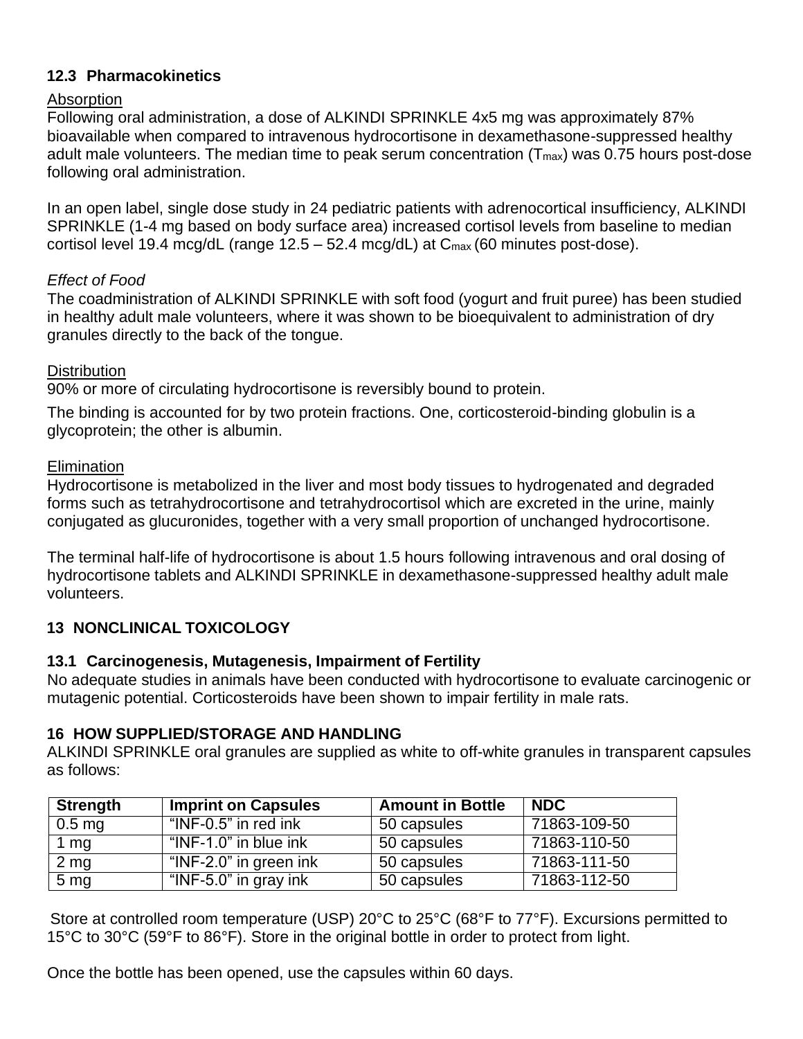### 12.3 Pharmacokinetics

Absorption

Following oral administration, a dose of ALKINDI SPRINKLE 4x5 mg was approximately 87% bioavailable when compared to intravenous hydrocortisone in dexamethasone-suppressed healthy adult male volunteers. The median time to peak serum concentration ($T_{max}$) was 0.75 hours post-dose following oral administration.

In an open label, single dose study in 24 pediatric patients with adrenocortical insufficiency, ALKINDI SPRINKLE (1-4 mg based on body surface area) increased cortisol levels from baseline to median cortisol level 19.4 mcg/dL (range 12.5 – 52.4 mcg/dL) at $C_{max}$ (60 minutes post-dose).

*Effect of Food*

The coadministration of ALKINDI SPRINKLE with soft food (yogurt and fruit puree) has been studied in healthy adult male volunteers, where it was shown to be bioequivalent to administration of dry granules directly to the back of the tongue.

Distribution

90% or more of circulating hydrocortisone is reversibly bound to protein.

The binding is accounted for by two protein fractions. One, corticosteroid-binding globulin is a glycoprotein; the other is albumin.

Elimination

Hydrocortisone is metabolized in the liver and most body tissues to hydrogenated and degraded forms such as tetrahydrocortisone and tetrahydrocortisol which are excreted in the urine, mainly conjugated as glucuronides, together with a very small proportion of unchanged hydrocortisone.

The terminal half-life of hydrocortisone is about 1.5 hours following intravenous and oral dosing of hydrocortisone tablets and ALKINDI SPRINKLE in dexamethasone-suppressed healthy adult male volunteers.

## 13 NONCLINICAL TOXICOLOGY

### 13.1 Carcinogenesis, Mutagenesis, Impairment of Fertility

No adequate studies in animals have been conducted with hydrocortisone to evaluate carcinogenic or mutagenic potential. Corticosteroids have been shown to impair fertility in male rats.

## 16 HOW SUPPLIED/STORAGE AND HANDLING

ALKINDI SPRINKLE oral granules are supplied as white to off-white granules in transparent capsules as follows:

| Strength | Imprint on Capsules | Amount in Bottle | NDC |
|---|---|---|---|
| 0.5 mg | "INF-0.5" in red ink | 50 capsules | 71863-109-50 |
| 1 mg | "INF-1.0" in blue ink | 50 capsules | 71863-110-50 |
| 2 mg | "INF-2.0" in green ink | 50 capsules | 71863-111-50 |
| 5 mg | "INF-5.0" in gray ink | 50 capsules | 71863-112-50 |

Store at controlled room temperature (USP) 20°C to 25°C (68°F to 77°F). Excursions permitted to 15°C to 30°C (59°F to 86°F). Store in the original bottle in order to protect from light.

Once the bottle has been opened, use the capsules within 60 days.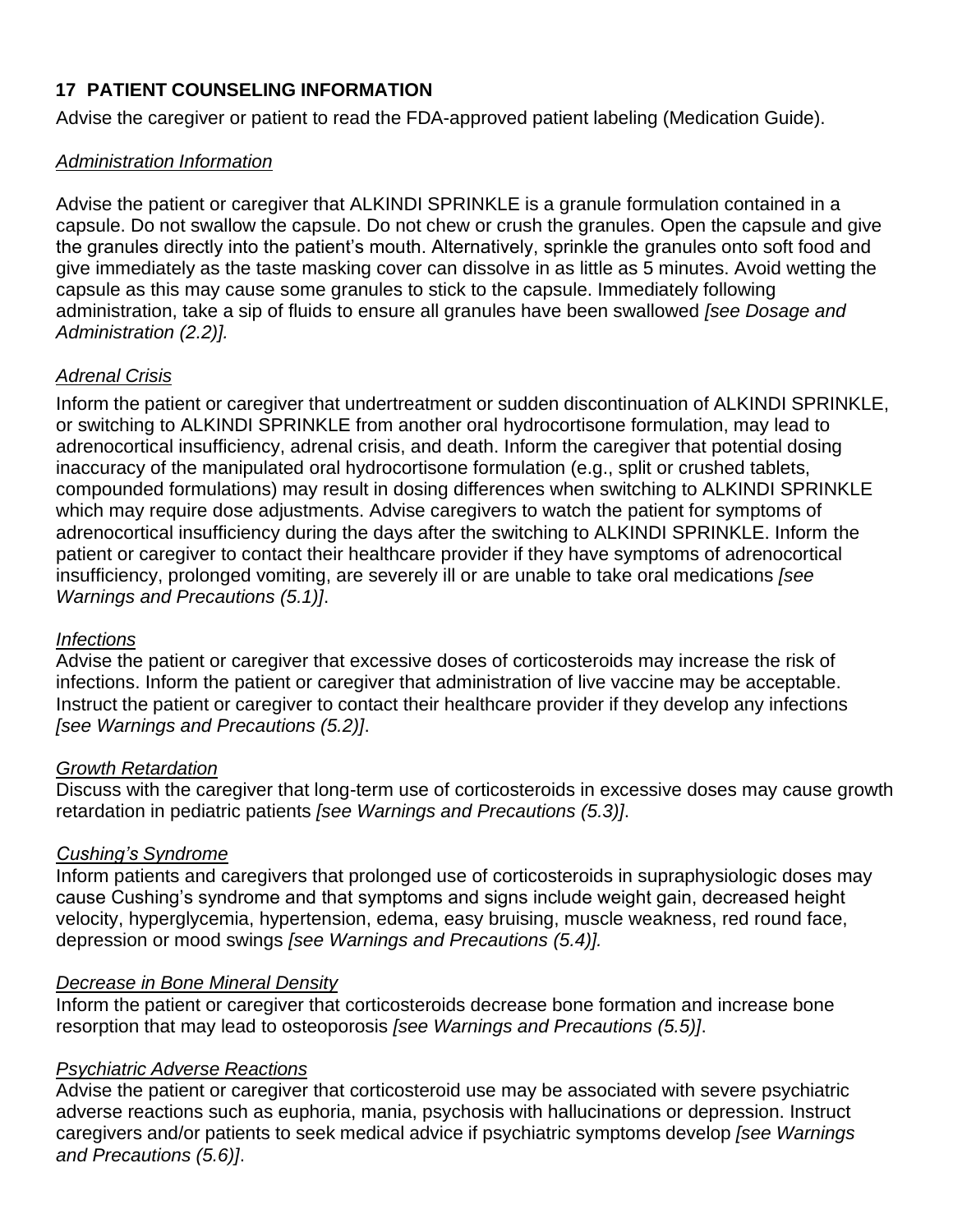## 17 PATIENT COUNSELING INFORMATION

Advise the caregiver or patient to read the FDA-approved patient labeling (Medication Guide).

*Administration Information*

Advise the patient or caregiver that ALKINDI SPRINKLE is a granule formulation contained in a capsule. Do not swallow the capsule. Do not chew or crush the granules. Open the capsule and give the granules directly into the patient's mouth. Alternatively, sprinkle the granules onto soft food and give immediately as the taste masking cover can dissolve in as little as 5 minutes. Avoid wetting the capsule as this may cause some granules to stick to the capsule. Immediately following administration, take a sip of fluids to ensure all granules have been swallowed *[see Dosage and Administration (2.2)].*

*Adrenal Crisis*

Inform the patient or caregiver that undertreatment or sudden discontinuation of ALKINDI SPRINKLE, or switching to ALKINDI SPRINKLE from another oral hydrocortisone formulation, may lead to adrenocortical insufficiency, adrenal crisis, and death. Inform the caregiver that potential dosing inaccuracy of the manipulated oral hydrocortisone formulation (e.g., split or crushed tablets, compounded formulations) may result in dosing differences when switching to ALKINDI SPRINKLE which may require dose adjustments. Advise caregivers to watch the patient for symptoms of adrenocortical insufficiency during the days after the switching to ALKINDI SPRINKLE. Inform the patient or caregiver to contact their healthcare provider if they have symptoms of adrenocortical insufficiency, prolonged vomiting, are severely ill or are unable to take oral medications *[see Warnings and Precautions (5.1)]*.

*Infections*

Advise the patient or caregiver that excessive doses of corticosteroids may increase the risk of infections. Inform the patient or caregiver that administration of live vaccine may be acceptable. Instruct the patient or caregiver to contact their healthcare provider if they develop any infections *[see Warnings and Precautions (5.2)]*.

*Growth Retardation*

Discuss with the caregiver that long-term use of corticosteroids in excessive doses may cause growth retardation in pediatric patients *[see Warnings and Precautions (5.3)]*.

*Cushing's Syndrome*

Inform patients and caregivers that prolonged use of corticosteroids in supraphysiologic doses may cause Cushing's syndrome and that symptoms and signs include weight gain, decreased height velocity, hyperglycemia, hypertension, edema, easy bruising, muscle weakness, red round face, depression or mood swings *[see Warnings and Precautions (5.4)].*

*Decrease in Bone Mineral Density*

Inform the patient or caregiver that corticosteroids decrease bone formation and increase bone resorption that may lead to osteoporosis *[see Warnings and Precautions (5.5)]*.

*Psychiatric Adverse Reactions*

Advise the patient or caregiver that corticosteroid use may be associated with severe psychiatric adverse reactions such as euphoria, mania, psychosis with hallucinations or depression. Instruct caregivers and/or patients to seek medical advice if psychiatric symptoms develop *[see Warnings and Precautions (5.6)]*.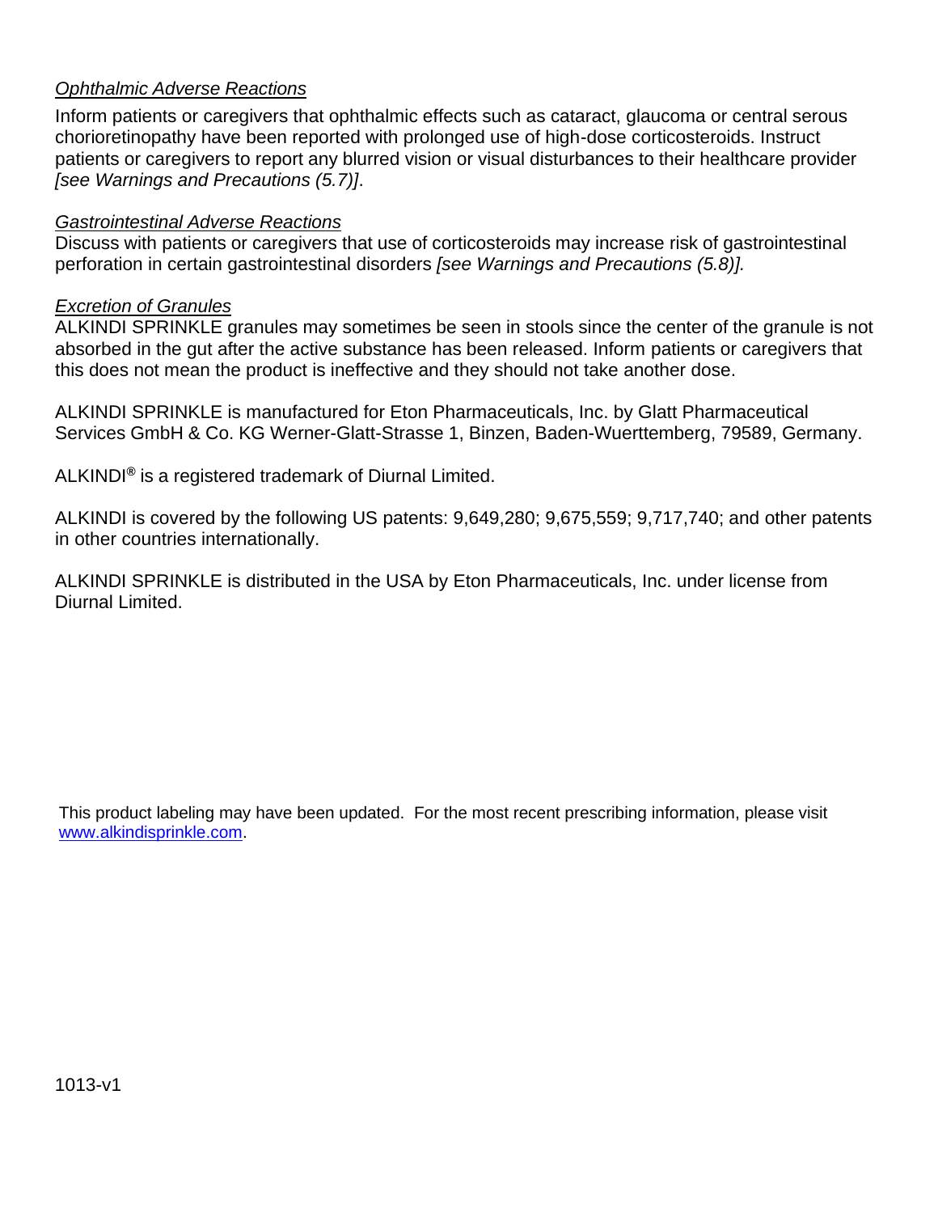*Ophthalmic Adverse Reactions*

Inform patients or caregivers that ophthalmic effects such as cataract, glaucoma or central serous chorioretinopathy have been reported with prolonged use of high-dose corticosteroids. Instruct patients or caregivers to report any blurred vision or visual disturbances to their healthcare provider *[see Warnings and Precautions (5.7)]*.

*Gastrointestinal Adverse Reactions*

Discuss with patients or caregivers that use of corticosteroids may increase risk of gastrointestinal perforation in certain gastrointestinal disorders *[see Warnings and Precautions (5.8)].*

*Excretion of Granules*

ALKINDI SPRINKLE granules may sometimes be seen in stools since the center of the granule is not absorbed in the gut after the active substance has been released. Inform patients or caregivers that this does not mean the product is ineffective and they should not take another dose.

ALKINDI SPRINKLE is manufactured for Eton Pharmaceuticals, Inc. by Glatt Pharmaceutical Services GmbH & Co. KG Werner-Glatt-Strasse 1, Binzen, Baden-Wuerttemberg, 79589, Germany.

ALKINDI® is a registered trademark of Diurnal Limited.

ALKINDI is covered by the following US patents: 9,649,280; 9,675,559; 9,717,740; and other patents in other countries internationally.

ALKINDI SPRINKLE is distributed in the USA by Eton Pharmaceuticals, Inc. under license from Diurnal Limited.

This product labeling may have been updated. For the most recent prescribing information, please visit www.alkindisprinkle.com.

1013-v1